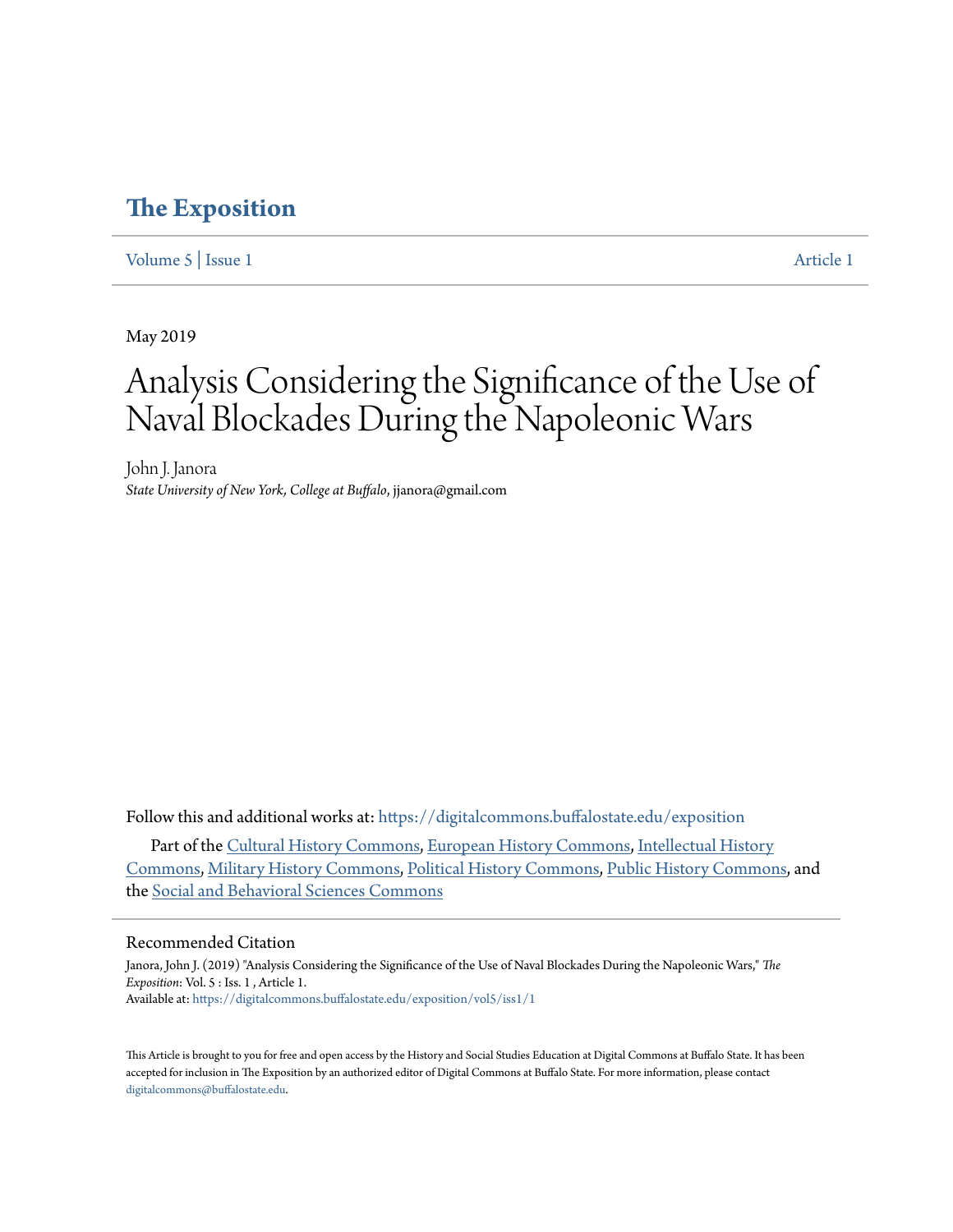# The Exposition

Volume 5 | Issue 1 Article 1

May 2019

# Analysis Considering the Significance of the Use of Naval Blockades During the Napoleonic Wars

John J. Janora

*State University of New York, College at Buffalo*, jjanora@gmail.com

Follow this and additional works at: https://digitalcommons.buffalostate.edu/exposition

Part of the Cultural History Commons, European History Commons, Intellectual History Commons, Military History Commons, Political History Commons, Public History Commons, and the Social and Behavioral Sciences Commons

## Recommended Citation

Janora, John J. (2019) "Analysis Considering the Significance of the Use of Naval Blockades During the Napoleonic Wars," *The Exposition*: Vol. 5 : Iss. 1 , Article 1.
Available at: https://digitalcommons.buffalostate.edu/exposition/vol5/iss1/1

This Article is brought to you for free and open access by the History and Social Studies Education at Digital Commons at Buffalo State. It has been accepted for inclusion in The Exposition by an authorized editor of Digital Commons at Buffalo State. For more information, please contact digitalcommons@buffalostate.edu.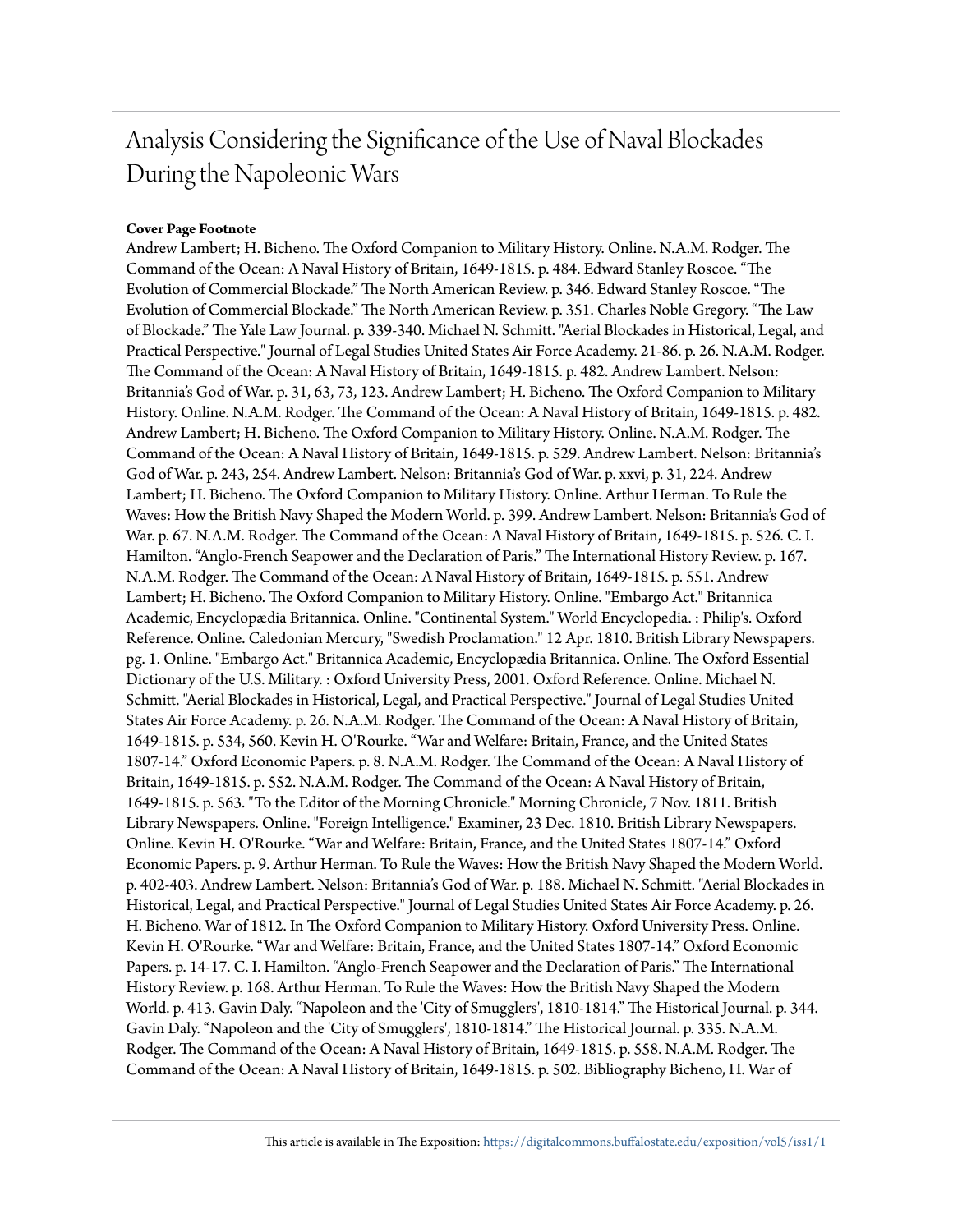# Analysis Considering the Significance of the Use of Naval Blockades During the Napoleonic Wars

**Cover Page Footnote**

Andrew Lambert; H. Bicheno. The Oxford Companion to Military History. Online. N.A.M. Rodger. The Command of the Ocean: A Naval History of Britain, 1649-1815. p. 484. Edward Stanley Roscoe. "The Evolution of Commercial Blockade." The North American Review. p. 346. Edward Stanley Roscoe. "The Evolution of Commercial Blockade." The North American Review. p. 351. Charles Noble Gregory. "The Law of Blockade." The Yale Law Journal. p. 339-340. Michael N. Schmitt. "Aerial Blockades in Historical, Legal, and Practical Perspective." Journal of Legal Studies United States Air Force Academy. 21-86. p. 26. N.A.M. Rodger. The Command of the Ocean: A Naval History of Britain, 1649-1815. p. 482. Andrew Lambert. Nelson: Britannia's God of War. p. 31, 63, 73, 123. Andrew Lambert; H. Bicheno. The Oxford Companion to Military History. Online. N.A.M. Rodger. The Command of the Ocean: A Naval History of Britain, 1649-1815. p. 482. Andrew Lambert; H. Bicheno. The Oxford Companion to Military History. Online. N.A.M. Rodger. The Command of the Ocean: A Naval History of Britain, 1649-1815. p. 529. Andrew Lambert. Nelson: Britannia's God of War. p. 243, 254. Andrew Lambert. Nelson: Britannia's God of War. p. xxvi, p. 31, 224. Andrew Lambert; H. Bicheno. The Oxford Companion to Military History. Online. Arthur Herman. To Rule the Waves: How the British Navy Shaped the Modern World. p. 399. Andrew Lambert. Nelson: Britannia's God of War. p. 67. N.A.M. Rodger. The Command of the Ocean: A Naval History of Britain, 1649-1815. p. 526. C. I. Hamilton. "Anglo-French Seapower and the Declaration of Paris." The International History Review. p. 167. N.A.M. Rodger. The Command of the Ocean: A Naval History of Britain, 1649-1815. p. 551. Andrew Lambert; H. Bicheno. The Oxford Companion to Military History. Online. "Embargo Act." Britannica Academic, Encyclopædia Britannica. Online. "Continental System." World Encyclopedia. : Philip's. Oxford Reference. Online. Caledonian Mercury, "Swedish Proclamation." 12 Apr. 1810. British Library Newspapers. pg. 1. Online. "Embargo Act." Britannica Academic, Encyclopædia Britannica. Online. The Oxford Essential Dictionary of the U.S. Military. : Oxford University Press, 2001. Oxford Reference. Online. Michael N. Schmitt. "Aerial Blockades in Historical, Legal, and Practical Perspective." Journal of Legal Studies United States Air Force Academy. p. 26. N.A.M. Rodger. The Command of the Ocean: A Naval History of Britain, 1649-1815. p. 534, 560. Kevin H. O'Rourke. "War and Welfare: Britain, France, and the United States 1807-14." Oxford Economic Papers. p. 8. N.A.M. Rodger. The Command of the Ocean: A Naval History of Britain, 1649-1815. p. 552. N.A.M. Rodger. The Command of the Ocean: A Naval History of Britain, 1649-1815. p. 563. "To the Editor of the Morning Chronicle." Morning Chronicle, 7 Nov. 1811. British Library Newspapers. Online. "Foreign Intelligence." Examiner, 23 Dec. 1810. British Library Newspapers. Online. Kevin H. O'Rourke. "War and Welfare: Britain, France, and the United States 1807-14." Oxford Economic Papers. p. 9. Arthur Herman. To Rule the Waves: How the British Navy Shaped the Modern World. p. 402-403. Andrew Lambert. Nelson: Britannia's God of War. p. 188. Michael N. Schmitt. "Aerial Blockades in Historical, Legal, and Practical Perspective." Journal of Legal Studies United States Air Force Academy. p. 26. H. Bicheno. War of 1812. In The Oxford Companion to Military History. Oxford University Press. Online. Kevin H. O'Rourke. "War and Welfare: Britain, France, and the United States 1807-14." Oxford Economic Papers. p. 14-17. C. I. Hamilton. "Anglo-French Seapower and the Declaration of Paris." The International History Review. p. 168. Arthur Herman. To Rule the Waves: How the British Navy Shaped the Modern World. p. 413. Gavin Daly. "Napoleon and the 'City of Smugglers', 1810-1814." The Historical Journal. p. 344. Gavin Daly. "Napoleon and the 'City of Smugglers', 1810-1814." The Historical Journal. p. 335. N.A.M. Rodger. The Command of the Ocean: A Naval History of Britain, 1649-1815. p. 558. N.A.M. Rodger. The Command of the Ocean: A Naval History of Britain, 1649-1815. p. 502. Bibliography Bicheno, H. War of

This article is available in The Exposition: https://digitalcommons.buffalostate.edu/exposition/vol5/iss1/1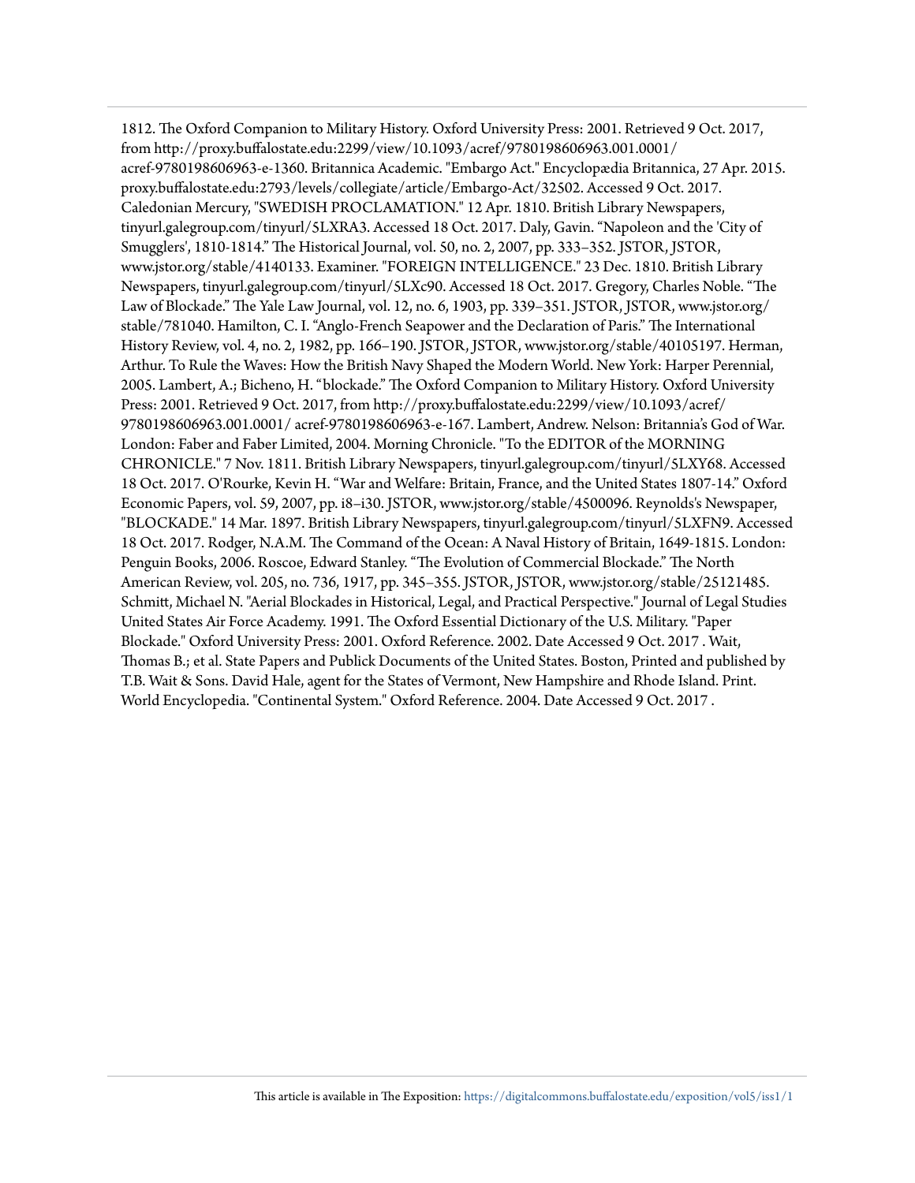1812. The Oxford Companion to Military History. Oxford University Press: 2001. Retrieved 9 Oct. 2017, from http://proxy.buffalostate.edu:2299/view/10.1093/acref/9780198606963.001.0001/acref-9780198606963-e-1360. Britannica Academic. "Embargo Act." Encyclopædia Britannica, 27 Apr. 2015. proxy.buffalostate.edu:2793/levels/collegiate/article/Embargo-Act/32502. Accessed 9 Oct. 2017. Caledonian Mercury, "SWEDISH PROCLAMATION." 12 Apr. 1810. British Library Newspapers, tinyurl.galegroup.com/tinyurl/5LXRA3. Accessed 18 Oct. 2017. Daly, Gavin. "Napoleon and the 'City of Smugglers', 1810-1814." The Historical Journal, vol. 50, no. 2, 2007, pp. 333–352. JSTOR, JSTOR, www.jstor.org/stable/4140133. Examiner. "FOREIGN INTELLIGENCE." 23 Dec. 1810. British Library Newspapers, tinyurl.galegroup.com/tinyurl/5LXc90. Accessed 18 Oct. 2017. Gregory, Charles Noble. "The Law of Blockade." The Yale Law Journal, vol. 12, no. 6, 1903, pp. 339–351. JSTOR, JSTOR, www.jstor.org/stable/781040. Hamilton, C. I. "Anglo-French Seapower and the Declaration of Paris." The International History Review, vol. 4, no. 2, 1982, pp. 166–190. JSTOR, JSTOR, www.jstor.org/stable/40105197. Herman, Arthur. To Rule the Waves: How the British Navy Shaped the Modern World. New York: Harper Perennial, 2005. Lambert, A.; Bicheno, H. "blockade." The Oxford Companion to Military History. Oxford University Press: 2001. Retrieved 9 Oct. 2017, from http://proxy.buffalostate.edu:2299/view/10.1093/acref/9780198606963.001.0001/ acref-9780198606963-e-167. Lambert, Andrew. Nelson: Britannia's God of War. London: Faber and Faber Limited, 2004. Morning Chronicle. "To the EDITOR of the MORNING CHRONICLE." 7 Nov. 1811. British Library Newspapers, tinyurl.galegroup.com/tinyurl/5LXY68. Accessed 18 Oct. 2017. O'Rourke, Kevin H. "War and Welfare: Britain, France, and the United States 1807-14." Oxford Economic Papers, vol. 59, 2007, pp. i8–i30. JSTOR, www.jstor.org/stable/4500096. Reynolds's Newspaper, "BLOCKADE." 14 Mar. 1897. British Library Newspapers, tinyurl.galegroup.com/tinyurl/5LXFN9. Accessed 18 Oct. 2017. Rodger, N.A.M. The Command of the Ocean: A Naval History of Britain, 1649-1815. London: Penguin Books, 2006. Roscoe, Edward Stanley. "The Evolution of Commercial Blockade." The North American Review, vol. 205, no. 736, 1917, pp. 345–355. JSTOR, JSTOR, www.jstor.org/stable/25121485. Schmitt, Michael N. "Aerial Blockades in Historical, Legal, and Practical Perspective." Journal of Legal Studies United States Air Force Academy. 1991. The Oxford Essential Dictionary of the U.S. Military. "Paper Blockade." Oxford University Press: 2001. Oxford Reference. 2002. Date Accessed 9 Oct. 2017 . Wait, Thomas B.; et al. State Papers and Publick Documents of the United States. Boston, Printed and published by T.B. Wait & Sons. David Hale, agent for the States of Vermont, New Hampshire and Rhode Island. Print. World Encyclopedia. "Continental System." Oxford Reference. 2004. Date Accessed 9 Oct. 2017 .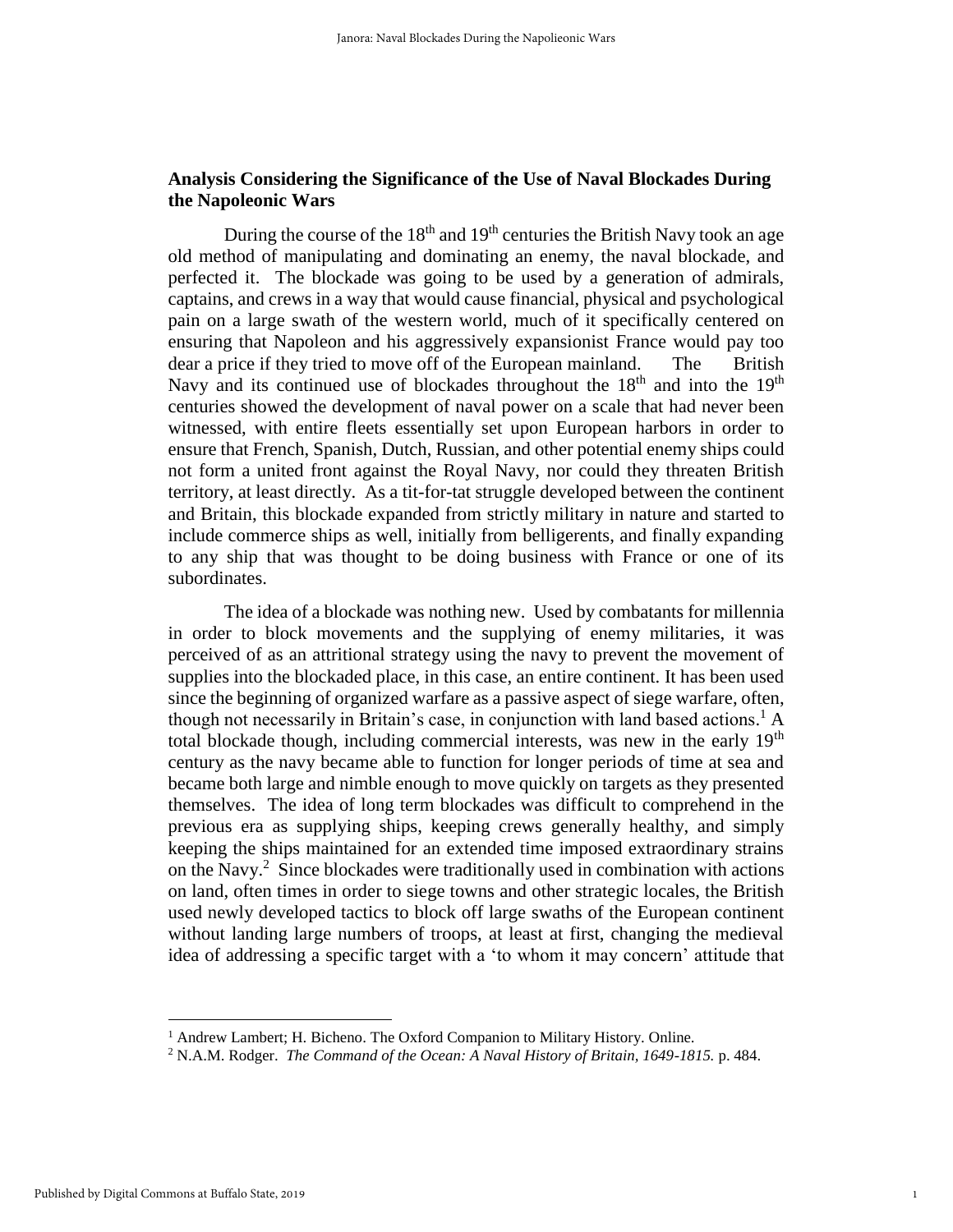## Analysis Considering the Significance of the Use of Naval Blockades During the Napoleonic Wars

During the course of the 18th and 19th centuries the British Navy took an age old method of manipulating and dominating an enemy, the naval blockade, and perfected it. The blockade was going to be used by a generation of admirals, captains, and crews in a way that would cause financial, physical and psychological pain on a large swath of the western world, much of it specifically centered on ensuring that Napoleon and his aggressively expansionist France would pay too dear a price if they tried to move off of the European mainland. The British Navy and its continued use of blockades throughout the 18th and into the 19th centuries showed the development of naval power on a scale that had never been witnessed, with entire fleets essentially set upon European harbors in order to ensure that French, Spanish, Dutch, Russian, and other potential enemy ships could not form a united front against the Royal Navy, nor could they threaten British territory, at least directly. As a tit-for-tat struggle developed between the continent and Britain, this blockade expanded from strictly military in nature and started to include commerce ships as well, initially from belligerents, and finally expanding to any ship that was thought to be doing business with France or one of its subordinates.

The idea of a blockade was nothing new. Used by combatants for millennia in order to block movements and the supplying of enemy militaries, it was perceived of as an attritional strategy using the navy to prevent the movement of supplies into the blockaded place, in this case, an entire continent. It has been used since the beginning of organized warfare as a passive aspect of siege warfare, often, though not necessarily in Britain's case, in conjunction with land based actions.[1] A total blockade though, including commercial interests, was new in the early 19th century as the navy became able to function for longer periods of time at sea and became both large and nimble enough to move quickly on targets as they presented themselves. The idea of long term blockades was difficult to comprehend in the previous era as supplying ships, keeping crews generally healthy, and simply keeping the ships maintained for an extended time imposed extraordinary strains on the Navy.[2] Since blockades were traditionally used in combination with actions on land, often times in order to siege towns and other strategic locales, the British used newly developed tactics to block off large swaths of the European continent without landing large numbers of troops, at least at first, changing the medieval idea of addressing a specific target with a 'to whom it may concern' attitude that

[1] Andrew Lambert; H. Bicheno. The Oxford Companion to Military History. Online.

[2] N.A.M. Rodger. *The Command of the Ocean: A Naval History of Britain, 1649-1815.* p. 484.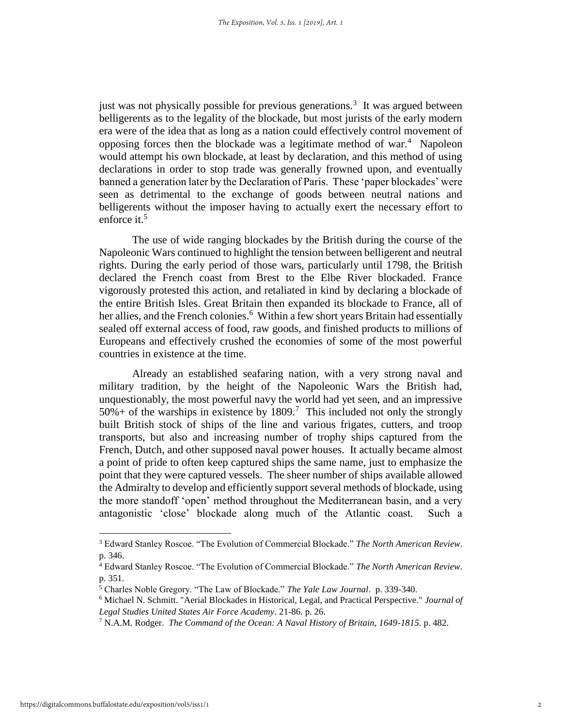just was not physically possible for previous generations.[3] It was argued between belligerents as to the legality of the blockade, but most jurists of the early modern era were of the idea that as long as a nation could effectively control movement of opposing forces then the blockade was a legitimate method of war.[4] Napoleon would attempt his own blockade, at least by declaration, and this method of using declarations in order to stop trade was generally frowned upon, and eventually banned a generation later by the Declaration of Paris. These 'paper blockades' were seen as detrimental to the exchange of goods between neutral nations and belligerents without the imposer having to actually exert the necessary effort to enforce it.[5]

The use of wide ranging blockades by the British during the course of the Napoleonic Wars continued to highlight the tension between belligerent and neutral rights. During the early period of those wars, particularly until 1798, the British declared the French coast from Brest to the Elbe River blockaded. France vigorously protested this action, and retaliated in kind by declaring a blockade of the entire British Isles. Great Britain then expanded its blockade to France, all of her allies, and the French colonies.[6] Within a few short years Britain had essentially sealed off external access of food, raw goods, and finished products to millions of Europeans and effectively crushed the economies of some of the most powerful countries in existence at the time.

Already an established seafaring nation, with a very strong naval and military tradition, by the height of the Napoleonic Wars the British had, unquestionably, the most powerful navy the world had yet seen, and an impressive 50%+ of the warships in existence by 1809.[7] This included not only the strongly built British stock of ships of the line and various frigates, cutters, and troop transports, but also and increasing number of trophy ships captured from the French, Dutch, and other supposed naval power houses. It actually became almost a point of pride to often keep captured ships the same name, just to emphasize the point that they were captured vessels. The sheer number of ships available allowed the Admiralty to develop and efficiently support several methods of blockade, using the more standoff 'open' method throughout the Mediterranean basin, and a very antagonistic 'close' blockade along much of the Atlantic coast. Such a

---

[3] Edward Stanley Roscoe. "The Evolution of Commercial Blockade." *The North American Review*. p. 346.

[4] Edward Stanley Roscoe. "The Evolution of Commercial Blockade." *The North American Review*. p. 351.

[5] Charles Noble Gregory. "The Law of Blockade." *The Yale Law Journal*. p. 339-340.

[6] Michael N. Schmitt. "Aerial Blockades in Historical, Legal, and Practical Perspective." *Journal of Legal Studies United States Air Force Academy*. 21-86. p. 26.

[7] N.A.M. Rodger. *The Command of the Ocean: A Naval History of Britain, 1649-1815.* p. 482.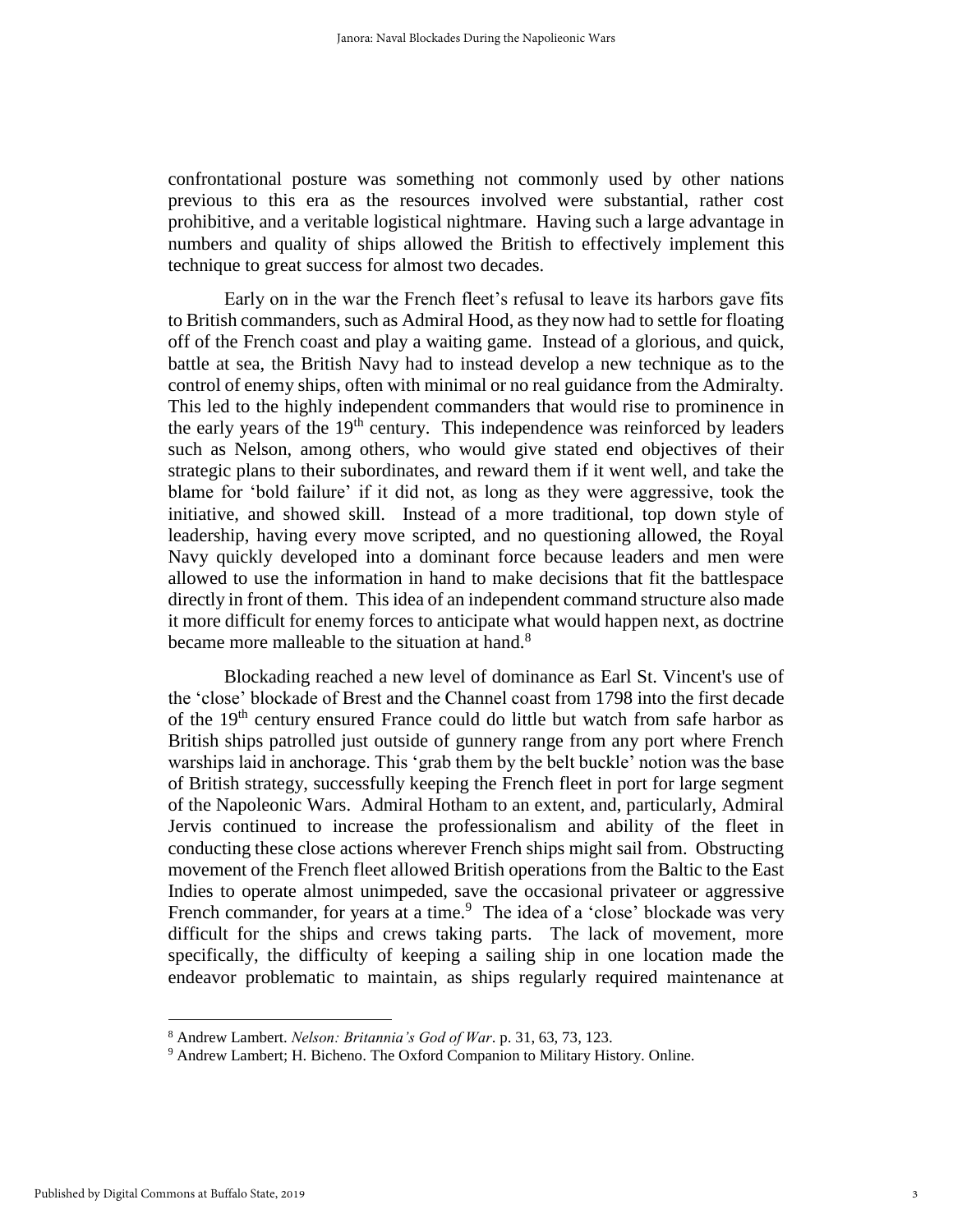confrontational posture was something not commonly used by other nations previous to this era as the resources involved were substantial, rather cost prohibitive, and a veritable logistical nightmare. Having such a large advantage in numbers and quality of ships allowed the British to effectively implement this technique to great success for almost two decades.

Early on in the war the French fleet's refusal to leave its harbors gave fits to British commanders, such as Admiral Hood, as they now had to settle for floating off of the French coast and play a waiting game. Instead of a glorious, and quick, battle at sea, the British Navy had to instead develop a new technique as to the control of enemy ships, often with minimal or no real guidance from the Admiralty. This led to the highly independent commanders that would rise to prominence in the early years of the 19th century. This independence was reinforced by leaders such as Nelson, among others, who would give stated end objectives of their strategic plans to their subordinates, and reward them if it went well, and take the blame for 'bold failure' if it did not, as long as they were aggressive, took the initiative, and showed skill. Instead of a more traditional, top down style of leadership, having every move scripted, and no questioning allowed, the Royal Navy quickly developed into a dominant force because leaders and men were allowed to use the information in hand to make decisions that fit the battlespace directly in front of them. This idea of an independent command structure also made it more difficult for enemy forces to anticipate what would happen next, as doctrine became more malleable to the situation at hand.[8]

Blockading reached a new level of dominance as Earl St. Vincent's use of the 'close' blockade of Brest and the Channel coast from 1798 into the first decade of the 19th century ensured France could do little but watch from safe harbor as British ships patrolled just outside of gunnery range from any port where French warships laid in anchorage. This 'grab them by the belt buckle' notion was the base of British strategy, successfully keeping the French fleet in port for large segment of the Napoleonic Wars. Admiral Hotham to an extent, and, particularly, Admiral Jervis continued to increase the professionalism and ability of the fleet in conducting these close actions wherever French ships might sail from. Obstructing movement of the French fleet allowed British operations from the Baltic to the East Indies to operate almost unimpeded, save the occasional privateer or aggressive French commander, for years at a time.[9] The idea of a 'close' blockade was very difficult for the ships and crews taking parts. The lack of movement, more specifically, the difficulty of keeping a sailing ship in one location made the endeavor problematic to maintain, as ships regularly required maintenance at

---

[8] Andrew Lambert. *Nelson: Britannia's God of War*. p. 31, 63, 73, 123.

[9] Andrew Lambert; H. Bicheno. The Oxford Companion to Military History. Online.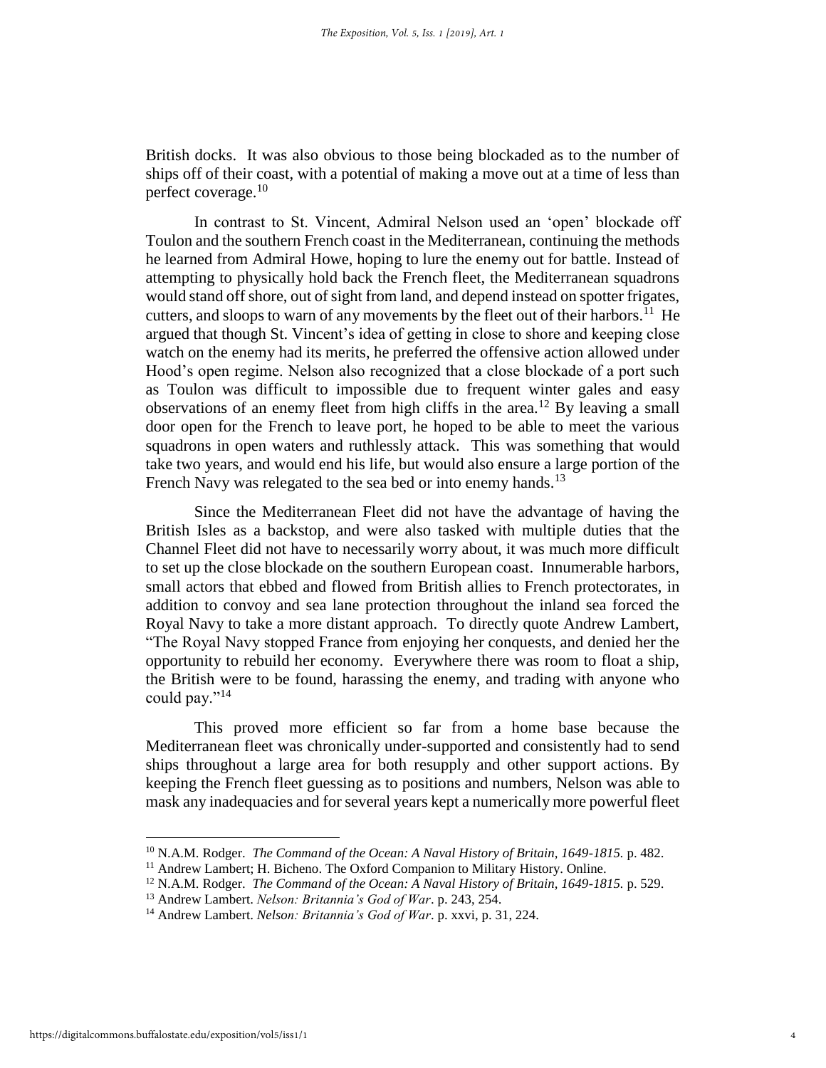British docks. It was also obvious to those being blockaded as to the number of ships off of their coast, with a potential of making a move out at a time of less than perfect coverage.[10]

In contrast to St. Vincent, Admiral Nelson used an 'open' blockade off Toulon and the southern French coast in the Mediterranean, continuing the methods he learned from Admiral Howe, hoping to lure the enemy out for battle. Instead of attempting to physically hold back the French fleet, the Mediterranean squadrons would stand off shore, out of sight from land, and depend instead on spotter frigates, cutters, and sloops to warn of any movements by the fleet out of their harbors.[11] He argued that though St. Vincent's idea of getting in close to shore and keeping close watch on the enemy had its merits, he preferred the offensive action allowed under Hood's open regime. Nelson also recognized that a close blockade of a port such as Toulon was difficult to impossible due to frequent winter gales and easy observations of an enemy fleet from high cliffs in the area.[12] By leaving a small door open for the French to leave port, he hoped to be able to meet the various squadrons in open waters and ruthlessly attack. This was something that would take two years, and would end his life, but would also ensure a large portion of the French Navy was relegated to the sea bed or into enemy hands.[13]

Since the Mediterranean Fleet did not have the advantage of having the British Isles as a backstop, and were also tasked with multiple duties that the Channel Fleet did not have to necessarily worry about, it was much more difficult to set up the close blockade on the southern European coast. Innumerable harbors, small actors that ebbed and flowed from British allies to French protectorates, in addition to convoy and sea lane protection throughout the inland sea forced the Royal Navy to take a more distant approach. To directly quote Andrew Lambert, "The Royal Navy stopped France from enjoying her conquests, and denied her the opportunity to rebuild her economy. Everywhere there was room to float a ship, the British were to be found, harassing the enemy, and trading with anyone who could pay."[14]

This proved more efficient so far from a home base because the Mediterranean fleet was chronically under-supported and consistently had to send ships throughout a large area for both resupply and other support actions. By keeping the French fleet guessing as to positions and numbers, Nelson was able to mask any inadequacies and for several years kept a numerically more powerful fleet

---

[10] N.A.M. Rodger. *The Command of the Ocean: A Naval History of Britain, 1649-1815.* p. 482.

[11] Andrew Lambert; H. Bicheno. The Oxford Companion to Military History. Online.

[12] N.A.M. Rodger. *The Command of the Ocean: A Naval History of Britain, 1649-1815.* p. 529.

[13] Andrew Lambert. *Nelson: Britannia's God of War*. p. 243, 254.

[14] Andrew Lambert. *Nelson: Britannia's God of War*. p. xxvi, p. 31, 224.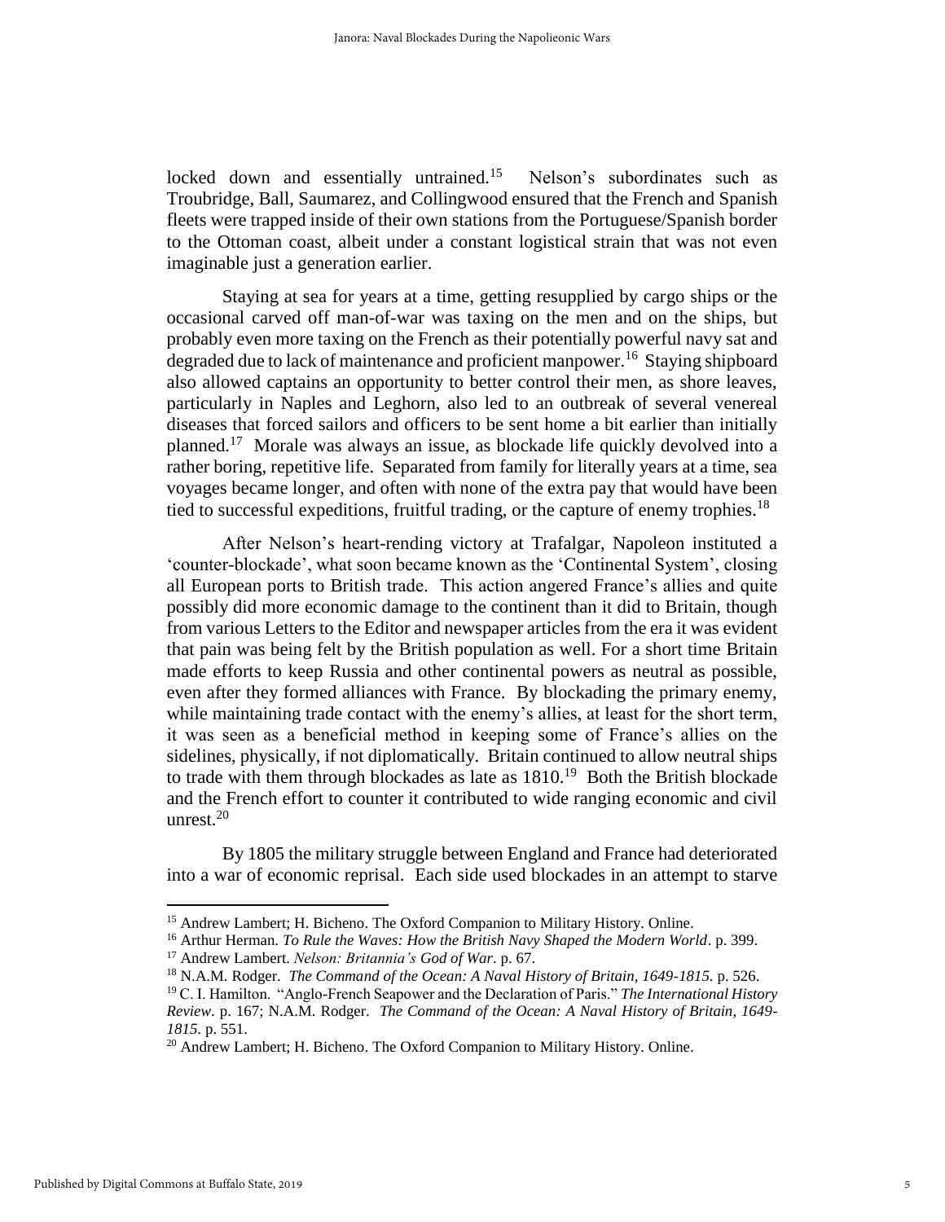locked down and essentially untrained.[15] Nelson's subordinates such as Troubridge, Ball, Saumarez, and Collingwood ensured that the French and Spanish fleets were trapped inside of their own stations from the Portuguese/Spanish border to the Ottoman coast, albeit under a constant logistical strain that was not even imaginable just a generation earlier.

Staying at sea for years at a time, getting resupplied by cargo ships or the occasional carved off man-of-war was taxing on the men and on the ships, but probably even more taxing on the French as their potentially powerful navy sat and degraded due to lack of maintenance and proficient manpower.[16] Staying shipboard also allowed captains an opportunity to better control their men, as shore leaves, particularly in Naples and Leghorn, also led to an outbreak of several venereal diseases that forced sailors and officers to be sent home a bit earlier than initially planned.[17] Morale was always an issue, as blockade life quickly devolved into a rather boring, repetitive life. Separated from family for literally years at a time, sea voyages became longer, and often with none of the extra pay that would have been tied to successful expeditions, fruitful trading, or the capture of enemy trophies.[18]

After Nelson's heart-rending victory at Trafalgar, Napoleon instituted a 'counter-blockade', what soon became known as the 'Continental System', closing all European ports to British trade. This action angered France's allies and quite possibly did more economic damage to the continent than it did to Britain, though from various Letters to the Editor and newspaper articles from the era it was evident that pain was being felt by the British population as well. For a short time Britain made efforts to keep Russia and other continental powers as neutral as possible, even after they formed alliances with France. By blockading the primary enemy, while maintaining trade contact with the enemy's allies, at least for the short term, it was seen as a beneficial method in keeping some of France's allies on the sidelines, physically, if not diplomatically. Britain continued to allow neutral ships to trade with them through blockades as late as 1810.[19] Both the British blockade and the French effort to counter it contributed to wide ranging economic and civil unrest.[20]

By 1805 the military struggle between England and France had deteriorated into a war of economic reprisal. Each side used blockades in an attempt to starve

---

[15] Andrew Lambert; H. Bicheno. The Oxford Companion to Military History. Online.

[16] Arthur Herman. *To Rule the Waves: How the British Navy Shaped the Modern World*. p. 399.

[17] Andrew Lambert. *Nelson: Britannia's God of War*. p. 67.

[18] N.A.M. Rodger. *The Command of the Ocean: A Naval History of Britain, 1649-1815.* p. 526.

[19] C. I. Hamilton. "Anglo-French Seapower and the Declaration of Paris." *The International History Review*. p. 167; N.A.M. Rodger. *The Command of the Ocean: A Naval History of Britain, 1649-1815*. p. 551.

[20] Andrew Lambert; H. Bicheno. The Oxford Companion to Military History. Online.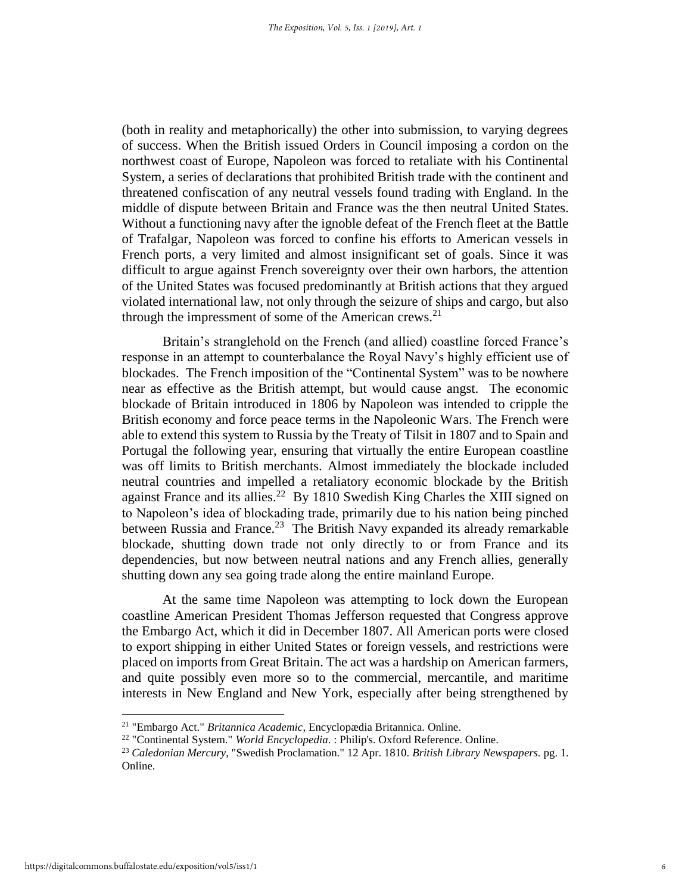(both in reality and metaphorically) the other into submission, to varying degrees of success. When the British issued Orders in Council imposing a cordon on the northwest coast of Europe, Napoleon was forced to retaliate with his Continental System, a series of declarations that prohibited British trade with the continent and threatened confiscation of any neutral vessels found trading with England. In the middle of dispute between Britain and France was the then neutral United States. Without a functioning navy after the ignoble defeat of the French fleet at the Battle of Trafalgar, Napoleon was forced to confine his efforts to American vessels in French ports, a very limited and almost insignificant set of goals. Since it was difficult to argue against French sovereignty over their own harbors, the attention of the United States was focused predominantly at British actions that they argued violated international law, not only through the seizure of ships and cargo, but also through the impressment of some of the American crews.[21]

Britain's stranglehold on the French (and allied) coastline forced France's response in an attempt to counterbalance the Royal Navy's highly efficient use of blockades. The French imposition of the "Continental System" was to be nowhere near as effective as the British attempt, but would cause angst. The economic blockade of Britain introduced in 1806 by Napoleon was intended to cripple the British economy and force peace terms in the Napoleonic Wars. The French were able to extend this system to Russia by the Treaty of Tilsit in 1807 and to Spain and Portugal the following year, ensuring that virtually the entire European coastline was off limits to British merchants. Almost immediately the blockade included neutral countries and impelled a retaliatory economic blockade by the British against France and its allies.[22] By 1810 Swedish King Charles the XIII signed on to Napoleon's idea of blockading trade, primarily due to his nation being pinched between Russia and France.[23] The British Navy expanded its already remarkable blockade, shutting down trade not only directly to or from France and its dependencies, but now between neutral nations and any French allies, generally shutting down any sea going trade along the entire mainland Europe.

At the same time Napoleon was attempting to lock down the European coastline American President Thomas Jefferson requested that Congress approve the Embargo Act, which it did in December 1807. All American ports were closed to export shipping in either United States or foreign vessels, and restrictions were placed on imports from Great Britain. The act was a hardship on American farmers, and quite possibly even more so to the commercial, mercantile, and maritime interests in New England and New York, especially after being strengthened by

---

[21] "Embargo Act." *Britannica Academic*, Encyclopædia Britannica. Online.

[22] "Continental System." *World Encyclopedia*. : Philip's. Oxford Reference. Online.

[23] *Caledonian Mercury*, "Swedish Proclamation." 12 Apr. 1810. *British Library Newspapers.* pg. 1. Online.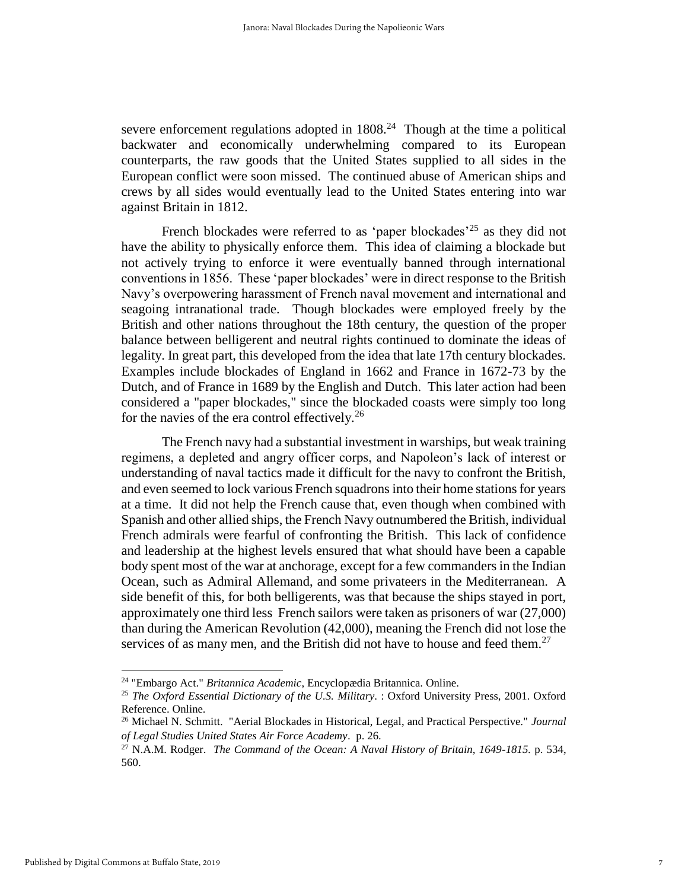severe enforcement regulations adopted in 1808.[24] Though at the time a political backwater and economically underwhelming compared to its European counterparts, the raw goods that the United States supplied to all sides in the European conflict were soon missed. The continued abuse of American ships and crews by all sides would eventually lead to the United States entering into war against Britain in 1812.

French blockades were referred to as 'paper blockades'[25] as they did not have the ability to physically enforce them. This idea of claiming a blockade but not actively trying to enforce it were eventually banned through international conventions in 1856. These 'paper blockades' were in direct response to the British Navy's overpowering harassment of French naval movement and international and seagoing intranational trade. Though blockades were employed freely by the British and other nations throughout the 18th century, the question of the proper balance between belligerent and neutral rights continued to dominate the ideas of legality. In great part, this developed from the idea that late 17th century blockades. Examples include blockades of England in 1662 and France in 1672-73 by the Dutch, and of France in 1689 by the English and Dutch. This later action had been considered a "paper blockades," since the blockaded coasts were simply too long for the navies of the era control effectively.[26]

The French navy had a substantial investment in warships, but weak training regimens, a depleted and angry officer corps, and Napoleon's lack of interest or understanding of naval tactics made it difficult for the navy to confront the British, and even seemed to lock various French squadrons into their home stations for years at a time. It did not help the French cause that, even though when combined with Spanish and other allied ships, the French Navy outnumbered the British, individual French admirals were fearful of confronting the British. This lack of confidence and leadership at the highest levels ensured that what should have been a capable body spent most of the war at anchorage, except for a few commanders in the Indian Ocean, such as Admiral Allemand, and some privateers in the Mediterranean. A side benefit of this, for both belligerents, was that because the ships stayed in port, approximately one third less French sailors were taken as prisoners of war (27,000) than during the American Revolution (42,000), meaning the French did not lose the services of as many men, and the British did not have to house and feed them.[27]

---

[24] "Embargo Act." *Britannica Academic*, Encyclopædia Britannica. Online.

[25] *The Oxford Essential Dictionary of the U.S. Military*. : Oxford University Press, 2001. Oxford Reference. Online.

[26] Michael N. Schmitt. "Aerial Blockades in Historical, Legal, and Practical Perspective." *Journal of Legal Studies United States Air Force Academy*. p. 26.

[27] N.A.M. Rodger. *The Command of the Ocean: A Naval History of Britain, 1649-1815.* p. 534, 560.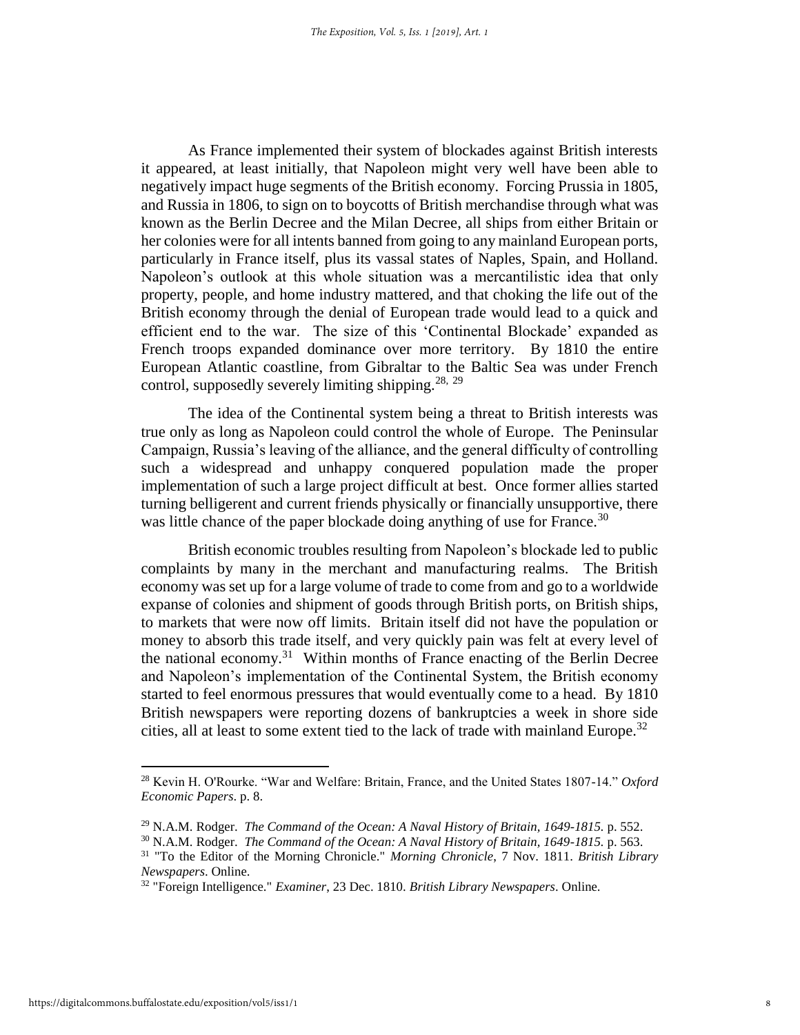As France implemented their system of blockades against British interests it appeared, at least initially, that Napoleon might very well have been able to negatively impact huge segments of the British economy. Forcing Prussia in 1805, and Russia in 1806, to sign on to boycotts of British merchandise through what was known as the Berlin Decree and the Milan Decree, all ships from either Britain or her colonies were for all intents banned from going to any mainland European ports, particularly in France itself, plus its vassal states of Naples, Spain, and Holland. Napoleon's outlook at this whole situation was a mercantilistic idea that only property, people, and home industry mattered, and that choking the life out of the British economy through the denial of European trade would lead to a quick and efficient end to the war. The size of this 'Continental Blockade' expanded as French troops expanded dominance over more territory. By 1810 the entire European Atlantic coastline, from Gibraltar to the Baltic Sea was under French control, supposedly severely limiting shipping.[28, 29]

The idea of the Continental system being a threat to British interests was true only as long as Napoleon could control the whole of Europe. The Peninsular Campaign, Russia's leaving of the alliance, and the general difficulty of controlling such a widespread and unhappy conquered population made the proper implementation of such a large project difficult at best. Once former allies started turning belligerent and current friends physically or financially unsupportive, there was little chance of the paper blockade doing anything of use for France.[30]

British economic troubles resulting from Napoleon's blockade led to public complaints by many in the merchant and manufacturing realms. The British economy was set up for a large volume of trade to come from and go to a worldwide expanse of colonies and shipment of goods through British ports, on British ships, to markets that were now off limits. Britain itself did not have the population or money to absorb this trade itself, and very quickly pain was felt at every level of the national economy.[31] Within months of France enacting of the Berlin Decree and Napoleon's implementation of the Continental System, the British economy started to feel enormous pressures that would eventually come to a head. By 1810 British newspapers were reporting dozens of bankruptcies a week in shore side cities, all at least to some extent tied to the lack of trade with mainland Europe.[32]

---

[28] Kevin H. O'Rourke. "War and Welfare: Britain, France, and the United States 1807-14." *Oxford Economic Papers*. p. 8.

[29] N.A.M. Rodger. *The Command of the Ocean: A Naval History of Britain, 1649-1815.* p. 552.

[30] N.A.M. Rodger. *The Command of the Ocean: A Naval History of Britain, 1649-1815.* p. 563.

[31] "To the Editor of the Morning Chronicle." *Morning Chronicle*, 7 Nov. 1811. *British Library Newspapers*. Online.

[32] "Foreign Intelligence." *Examiner*, 23 Dec. 1810. *British Library Newspapers*. Online.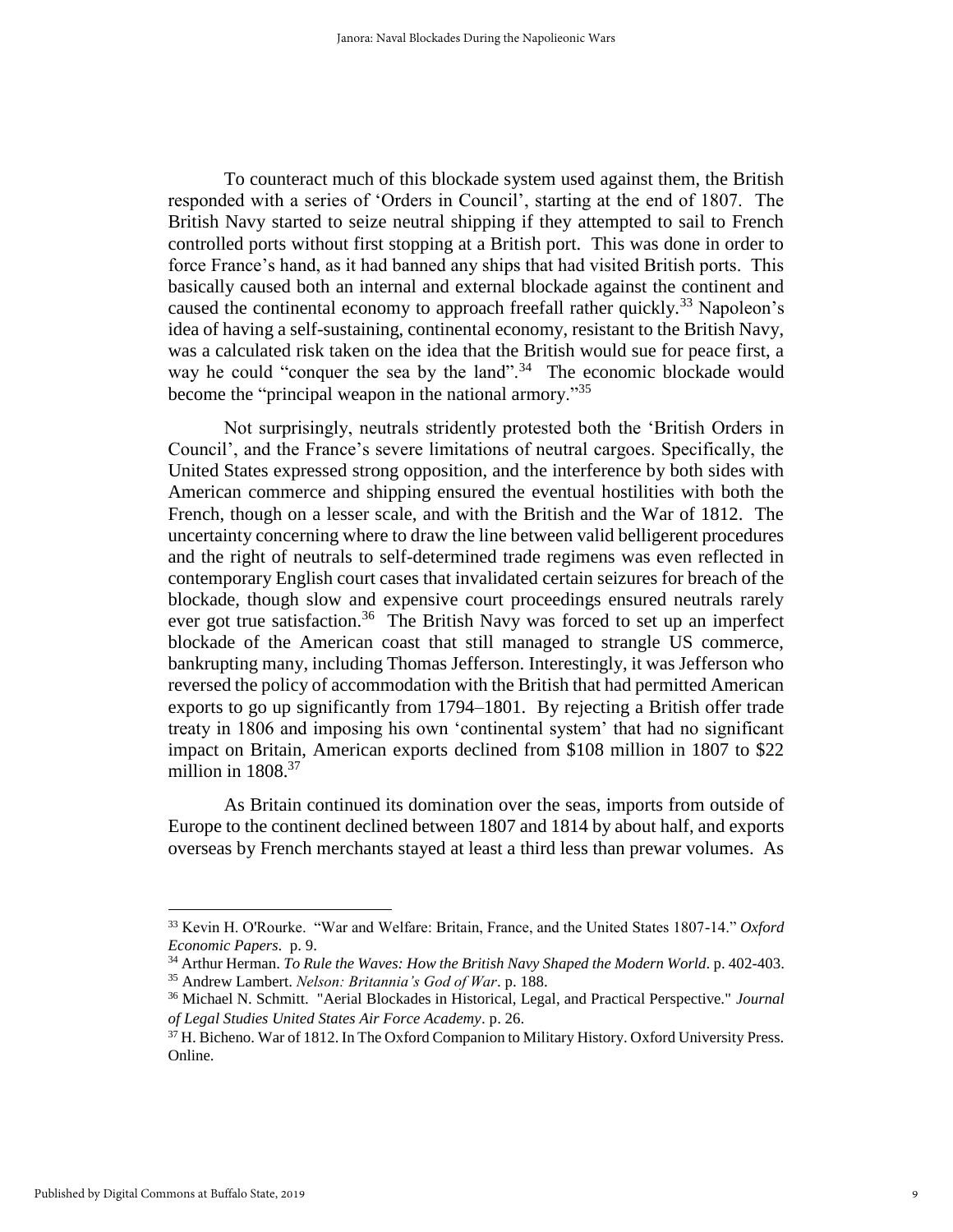To counteract much of this blockade system used against them, the British responded with a series of 'Orders in Council', starting at the end of 1807. The British Navy started to seize neutral shipping if they attempted to sail to French controlled ports without first stopping at a British port. This was done in order to force France's hand, as it had banned any ships that had visited British ports. This basically caused both an internal and external blockade against the continent and caused the continental economy to approach freefall rather quickly.[33] Napoleon's idea of having a self-sustaining, continental economy, resistant to the British Navy, was a calculated risk taken on the idea that the British would sue for peace first, a way he could "conquer the sea by the land".[34] The economic blockade would become the "principal weapon in the national armory."[35]

Not surprisingly, neutrals stridently protested both the 'British Orders in Council', and the France's severe limitations of neutral cargoes. Specifically, the United States expressed strong opposition, and the interference by both sides with American commerce and shipping ensured the eventual hostilities with both the French, though on a lesser scale, and with the British and the War of 1812. The uncertainty concerning where to draw the line between valid belligerent procedures and the right of neutrals to self-determined trade regimens was even reflected in contemporary English court cases that invalidated certain seizures for breach of the blockade, though slow and expensive court proceedings ensured neutrals rarely ever got true satisfaction.[36] The British Navy was forced to set up an imperfect blockade of the American coast that still managed to strangle US commerce, bankrupting many, including Thomas Jefferson. Interestingly, it was Jefferson who reversed the policy of accommodation with the British that had permitted American exports to go up significantly from 1794–1801. By rejecting a British offer trade treaty in 1806 and imposing his own 'continental system' that had no significant impact on Britain, American exports declined from $108 million in 1807 to $22 million in 1808.[37]

As Britain continued its domination over the seas, imports from outside of Europe to the continent declined between 1807 and 1814 by about half, and exports overseas by French merchants stayed at least a third less than prewar volumes. As

---

[33] Kevin H. O'Rourke. "War and Welfare: Britain, France, and the United States 1807-14." *Oxford Economic Papers*. p. 9.

[34] Arthur Herman. *To Rule the Waves: How the British Navy Shaped the Modern World*. p. 402-403.

[35] Andrew Lambert. *Nelson: Britannia's God of War*. p. 188.

[36] Michael N. Schmitt. "Aerial Blockades in Historical, Legal, and Practical Perspective." *Journal of Legal Studies United States Air Force Academy*. p. 26.

[37] H. Bicheno. War of 1812. In The Oxford Companion to Military History. Oxford University Press. Online.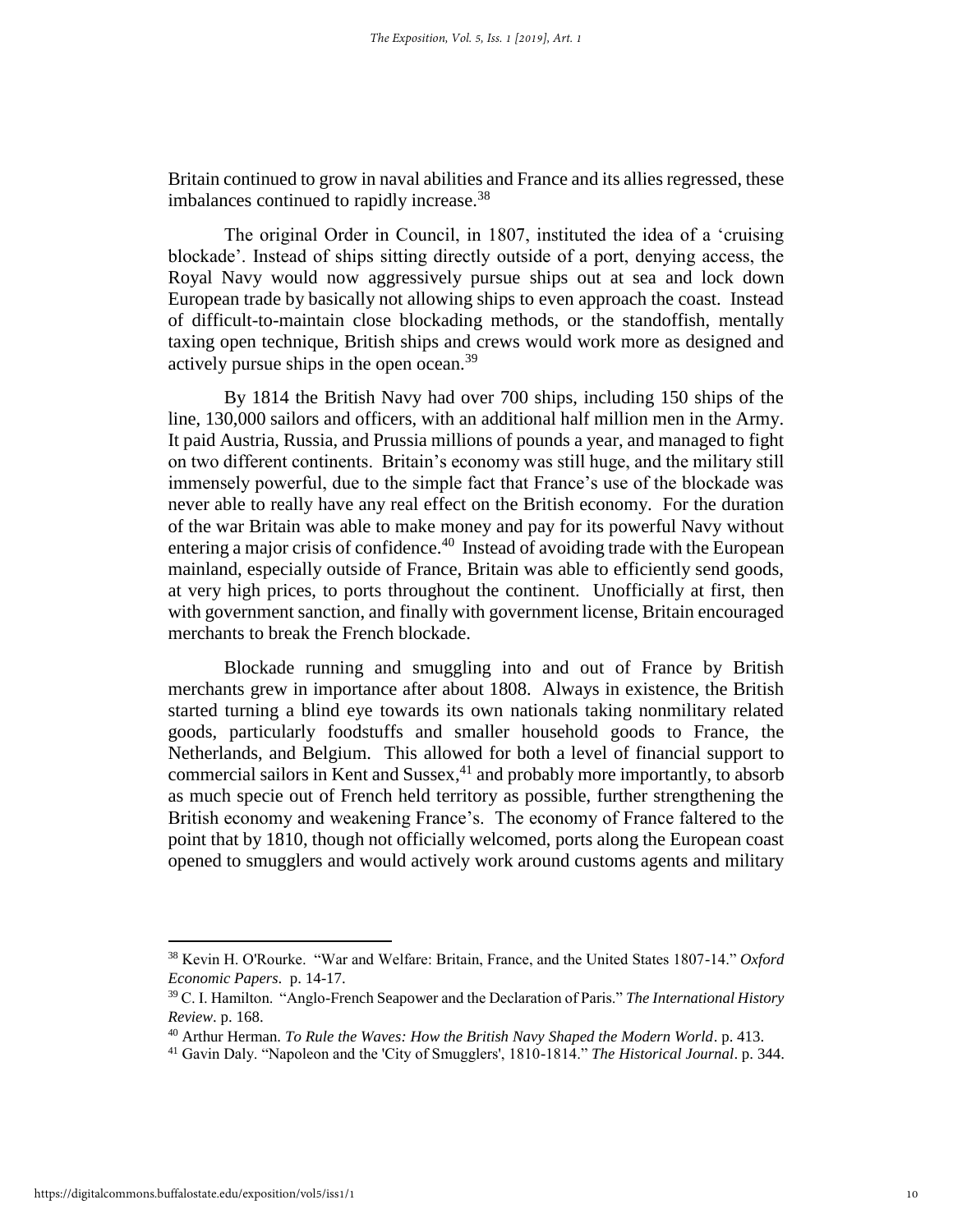Britain continued to grow in naval abilities and France and its allies regressed, these imbalances continued to rapidly increase.[38]

The original Order in Council, in 1807, instituted the idea of a 'cruising blockade'. Instead of ships sitting directly outside of a port, denying access, the Royal Navy would now aggressively pursue ships out at sea and lock down European trade by basically not allowing ships to even approach the coast. Instead of difficult-to-maintain close blockading methods, or the standoffish, mentally taxing open technique, British ships and crews would work more as designed and actively pursue ships in the open ocean.[39]

By 1814 the British Navy had over 700 ships, including 150 ships of the line, 130,000 sailors and officers, with an additional half million men in the Army. It paid Austria, Russia, and Prussia millions of pounds a year, and managed to fight on two different continents. Britain's economy was still huge, and the military still immensely powerful, due to the simple fact that France's use of the blockade was never able to really have any real effect on the British economy. For the duration of the war Britain was able to make money and pay for its powerful Navy without entering a major crisis of confidence.[40] Instead of avoiding trade with the European mainland, especially outside of France, Britain was able to efficiently send goods, at very high prices, to ports throughout the continent. Unofficially at first, then with government sanction, and finally with government license, Britain encouraged merchants to break the French blockade.

Blockade running and smuggling into and out of France by British merchants grew in importance after about 1808. Always in existence, the British started turning a blind eye towards its own nationals taking nonmilitary related goods, particularly foodstuffs and smaller household goods to France, the Netherlands, and Belgium. This allowed for both a level of financial support to commercial sailors in Kent and Sussex,[41] and probably more importantly, to absorb as much specie out of French held territory as possible, further strengthening the British economy and weakening France's. The economy of France faltered to the point that by 1810, though not officially welcomed, ports along the European coast opened to smugglers and would actively work around customs agents and military

---

[38] Kevin H. O'Rourke. "War and Welfare: Britain, France, and the United States 1807-14." *Oxford Economic Papers*. p. 14-17.

[39] C. I. Hamilton. "Anglo-French Seapower and the Declaration of Paris." *The International History Review*. p. 168.

[40] Arthur Herman. *To Rule the Waves: How the British Navy Shaped the Modern World*. p. 413.

[41] Gavin Daly. "Napoleon and the 'City of Smugglers', 1810-1814." *The Historical Journal*. p. 344.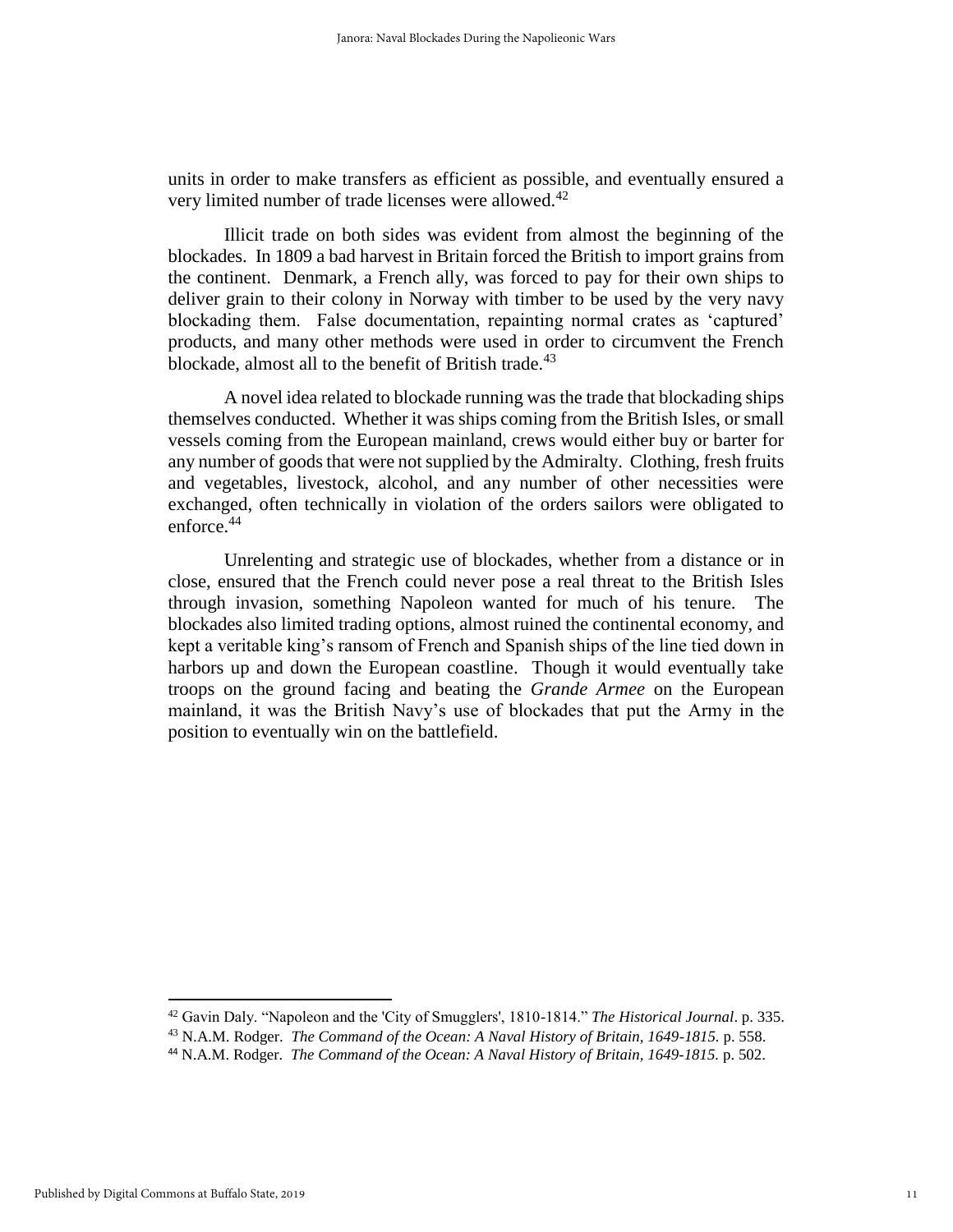units in order to make transfers as efficient as possible, and eventually ensured a very limited number of trade licenses were allowed.[42]

Illicit trade on both sides was evident from almost the beginning of the blockades. In 1809 a bad harvest in Britain forced the British to import grains from the continent. Denmark, a French ally, was forced to pay for their own ships to deliver grain to their colony in Norway with timber to be used by the very navy blockading them. False documentation, repainting normal crates as 'captured' products, and many other methods were used in order to circumvent the French blockade, almost all to the benefit of British trade.[43]

A novel idea related to blockade running was the trade that blockading ships themselves conducted. Whether it was ships coming from the British Isles, or small vessels coming from the European mainland, crews would either buy or barter for any number of goods that were not supplied by the Admiralty. Clothing, fresh fruits and vegetables, livestock, alcohol, and any number of other necessities were exchanged, often technically in violation of the orders sailors were obligated to enforce.[44]

Unrelenting and strategic use of blockades, whether from a distance or in close, ensured that the French could never pose a real threat to the British Isles through invasion, something Napoleon wanted for much of his tenure. The blockades also limited trading options, almost ruined the continental economy, and kept a veritable king's ransom of French and Spanish ships of the line tied down in harbors up and down the European coastline. Though it would eventually take troops on the ground facing and beating the *Grande Armee* on the European mainland, it was the British Navy's use of blockades that put the Army in the position to eventually win on the battlefield.

---

[42] Gavin Daly. "Napoleon and the 'City of Smugglers', 1810-1814." *The Historical Journal*. p. 335.

[43] N.A.M. Rodger. *The Command of the Ocean: A Naval History of Britain, 1649-1815.* p. 558.

[44] N.A.M. Rodger. *The Command of the Ocean: A Naval History of Britain, 1649-1815.* p. 502.